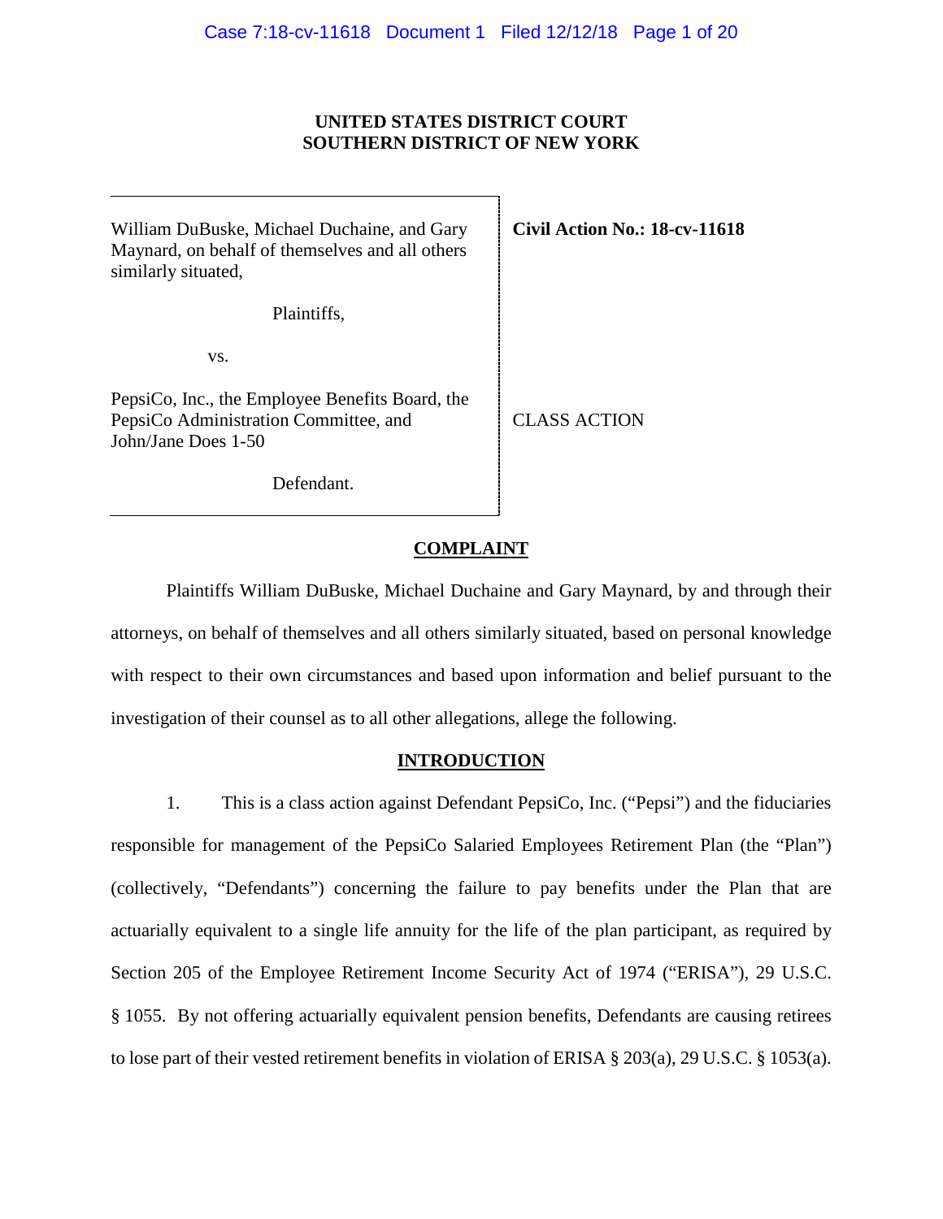**UNITED STATES DISTRICT COURT**
**SOUTHERN DISTRICT OF NEW YORK**

| | |
|---|---|
| William DuBuske, Michael Duchaine, and Gary Maynard, on behalf of themselves and all others similarly situated,<br><br>Plaintiffs,<br><br>vs.<br><br>PepsiCo, Inc., the Employee Benefits Board, the PepsiCo Administration Committee, and John/Jane Does 1-50<br><br>Defendant. | **Civil Action No.: 18-cv-11618**<br><br><br><br><br><br>CLASS ACTION |

## COMPLAINT

Plaintiffs William DuBuske, Michael Duchaine and Gary Maynard, by and through their attorneys, on behalf of themselves and all others similarly situated, based on personal knowledge with respect to their own circumstances and based upon information and belief pursuant to the investigation of their counsel as to all other allegations, allege the following.

## INTRODUCTION

1. This is a class action against Defendant PepsiCo, Inc. ("Pepsi") and the fiduciaries responsible for management of the PepsiCo Salaried Employees Retirement Plan (the "Plan") (collectively, "Defendants") concerning the failure to pay benefits under the Plan that are actuarially equivalent to a single life annuity for the life of the plan participant, as required by Section 205 of the Employee Retirement Income Security Act of 1974 ("ERISA"), 29 U.S.C. § 1055. By not offering actuarially equivalent pension benefits, Defendants are causing retirees to lose part of their vested retirement benefits in violation of ERISA § 203(a), 29 U.S.C. § 1053(a).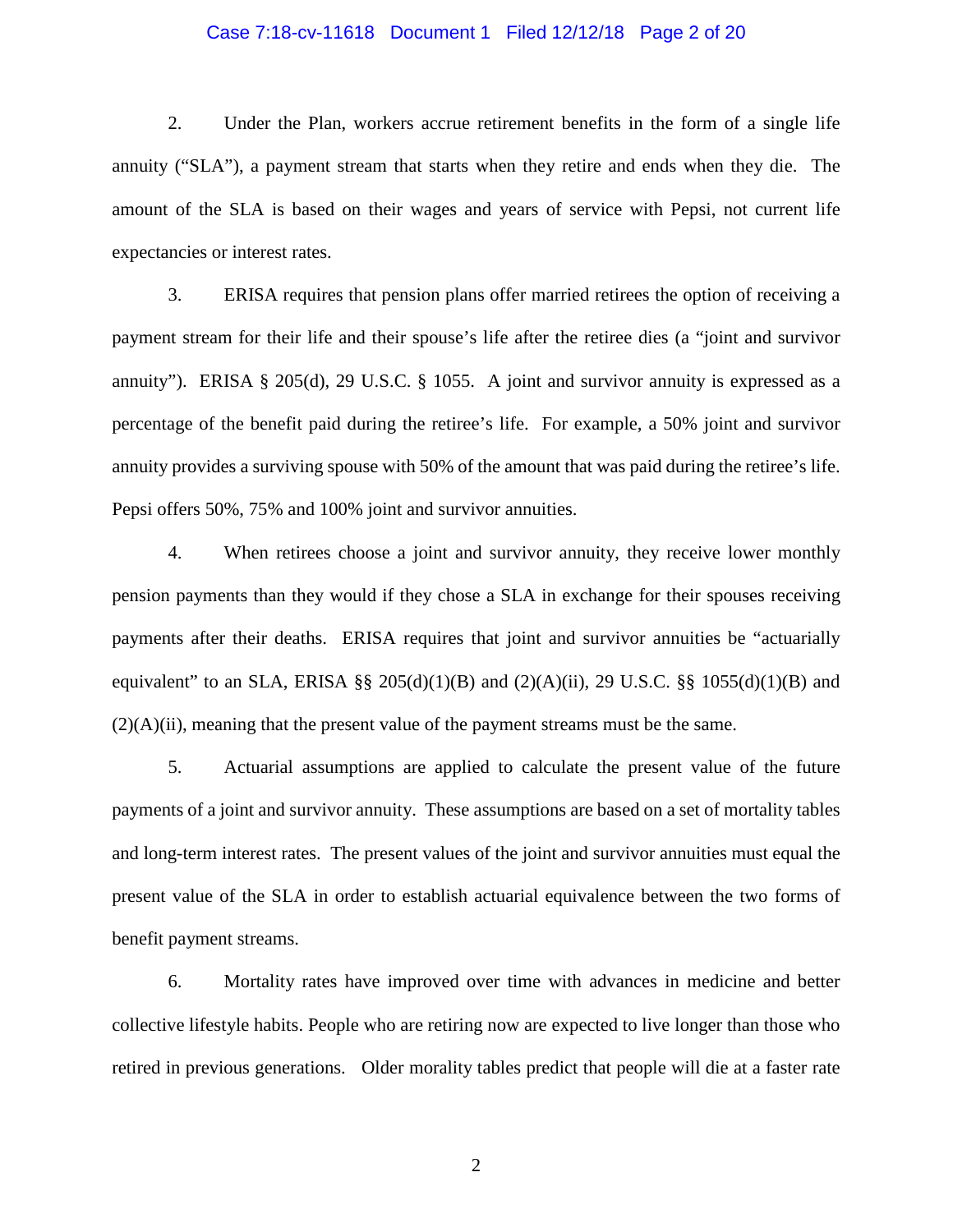2. Under the Plan, workers accrue retirement benefits in the form of a single life annuity ("SLA"), a payment stream that starts when they retire and ends when they die. The amount of the SLA is based on their wages and years of service with Pepsi, not current life expectancies or interest rates.

3. ERISA requires that pension plans offer married retirees the option of receiving a payment stream for their life and their spouse's life after the retiree dies (a "joint and survivor annuity"). ERISA § 205(d), 29 U.S.C. § 1055. A joint and survivor annuity is expressed as a percentage of the benefit paid during the retiree's life. For example, a 50% joint and survivor annuity provides a surviving spouse with 50% of the amount that was paid during the retiree's life. Pepsi offers 50%, 75% and 100% joint and survivor annuities.

4. When retirees choose a joint and survivor annuity, they receive lower monthly pension payments than they would if they chose a SLA in exchange for their spouses receiving payments after their deaths. ERISA requires that joint and survivor annuities be "actuarially equivalent" to an SLA, ERISA §§ 205(d)(1)(B) and (2)(A)(ii), 29 U.S.C. §§ 1055(d)(1)(B) and (2)(A)(ii), meaning that the present value of the payment streams must be the same.

5. Actuarial assumptions are applied to calculate the present value of the future payments of a joint and survivor annuity. These assumptions are based on a set of mortality tables and long-term interest rates. The present values of the joint and survivor annuities must equal the present value of the SLA in order to establish actuarial equivalence between the two forms of benefit payment streams.

6. Mortality rates have improved over time with advances in medicine and better collective lifestyle habits. People who are retiring now are expected to live longer than those who retired in previous generations. Older morality tables predict that people will die at a faster rate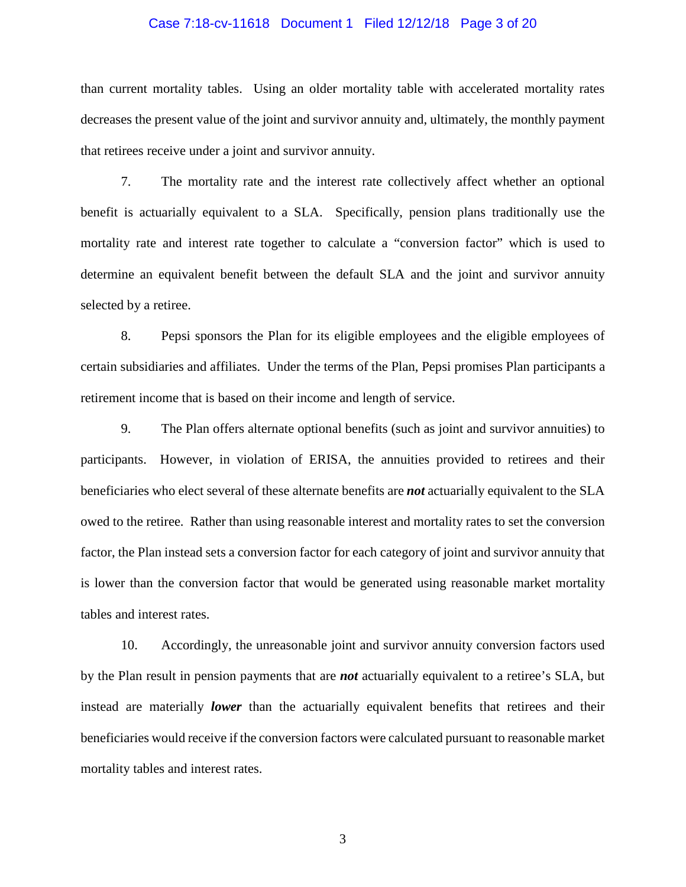than current mortality tables. Using an older mortality table with accelerated mortality rates decreases the present value of the joint and survivor annuity and, ultimately, the monthly payment that retirees receive under a joint and survivor annuity.

7. The mortality rate and the interest rate collectively affect whether an optional benefit is actuarially equivalent to a SLA. Specifically, pension plans traditionally use the mortality rate and interest rate together to calculate a "conversion factor" which is used to determine an equivalent benefit between the default SLA and the joint and survivor annuity selected by a retiree.

8. Pepsi sponsors the Plan for its eligible employees and the eligible employees of certain subsidiaries and affiliates. Under the terms of the Plan, Pepsi promises Plan participants a retirement income that is based on their income and length of service.

9. The Plan offers alternate optional benefits (such as joint and survivor annuities) to participants. However, in violation of ERISA, the annuities provided to retirees and their beneficiaries who elect several of these alternate benefits are ***not*** actuarially equivalent to the SLA owed to the retiree. Rather than using reasonable interest and mortality rates to set the conversion factor, the Plan instead sets a conversion factor for each category of joint and survivor annuity that is lower than the conversion factor that would be generated using reasonable market mortality tables and interest rates.

10. Accordingly, the unreasonable joint and survivor annuity conversion factors used by the Plan result in pension payments that are ***not*** actuarially equivalent to a retiree's SLA, but instead are materially ***lower*** than the actuarially equivalent benefits that retirees and their beneficiaries would receive if the conversion factors were calculated pursuant to reasonable market mortality tables and interest rates.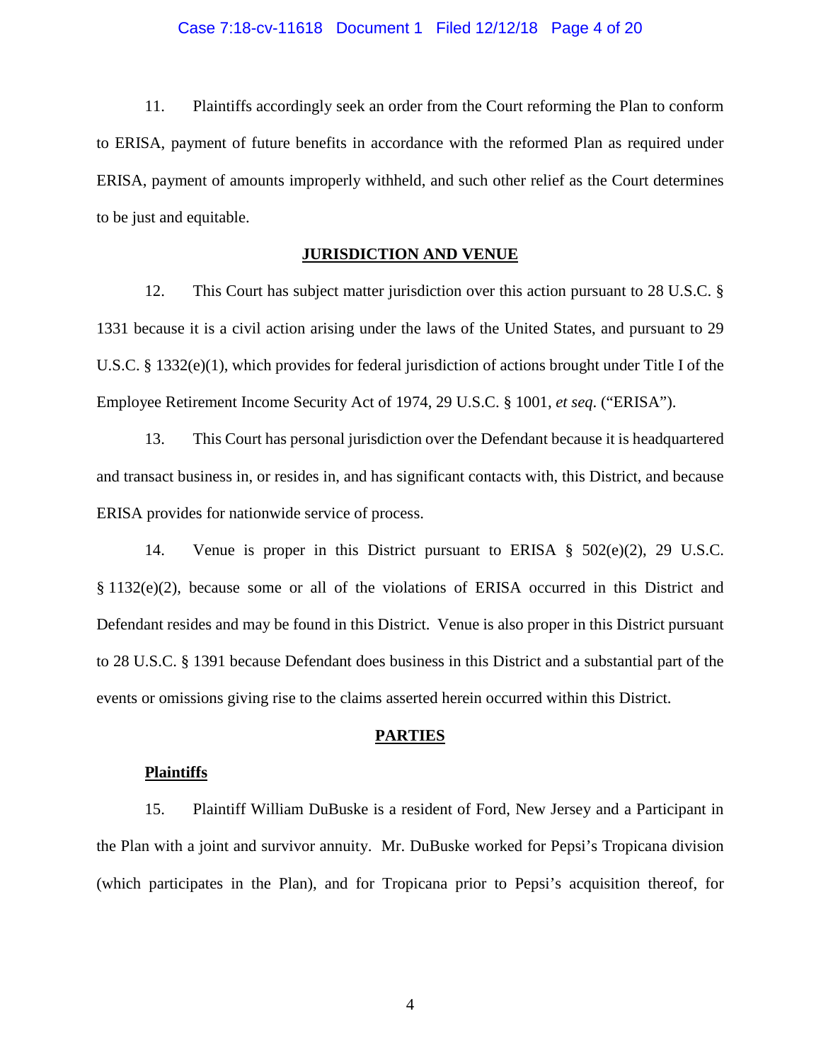11. Plaintiffs accordingly seek an order from the Court reforming the Plan to conform to ERISA, payment of future benefits in accordance with the reformed Plan as required under ERISA, payment of amounts improperly withheld, and such other relief as the Court determines to be just and equitable.

## JURISDICTION AND VENUE

12. This Court has subject matter jurisdiction over this action pursuant to 28 U.S.C. § 1331 because it is a civil action arising under the laws of the United States, and pursuant to 29 U.S.C. § 1332(e)(1), which provides for federal jurisdiction of actions brought under Title I of the Employee Retirement Income Security Act of 1974, 29 U.S.C. § 1001, *et seq*. ("ERISA").

13. This Court has personal jurisdiction over the Defendant because it is headquartered and transact business in, or resides in, and has significant contacts with, this District, and because ERISA provides for nationwide service of process.

14. Venue is proper in this District pursuant to ERISA § 502(e)(2), 29 U.S.C. § 1132(e)(2), because some or all of the violations of ERISA occurred in this District and Defendant resides and may be found in this District. Venue is also proper in this District pursuant to 28 U.S.C. § 1391 because Defendant does business in this District and a substantial part of the events or omissions giving rise to the claims asserted herein occurred within this District.

## PARTIES

### Plaintiffs

15. Plaintiff William DuBuske is a resident of Ford, New Jersey and a Participant in the Plan with a joint and survivor annuity. Mr. DuBuske worked for Pepsi's Tropicana division (which participates in the Plan), and for Tropicana prior to Pepsi's acquisition thereof, for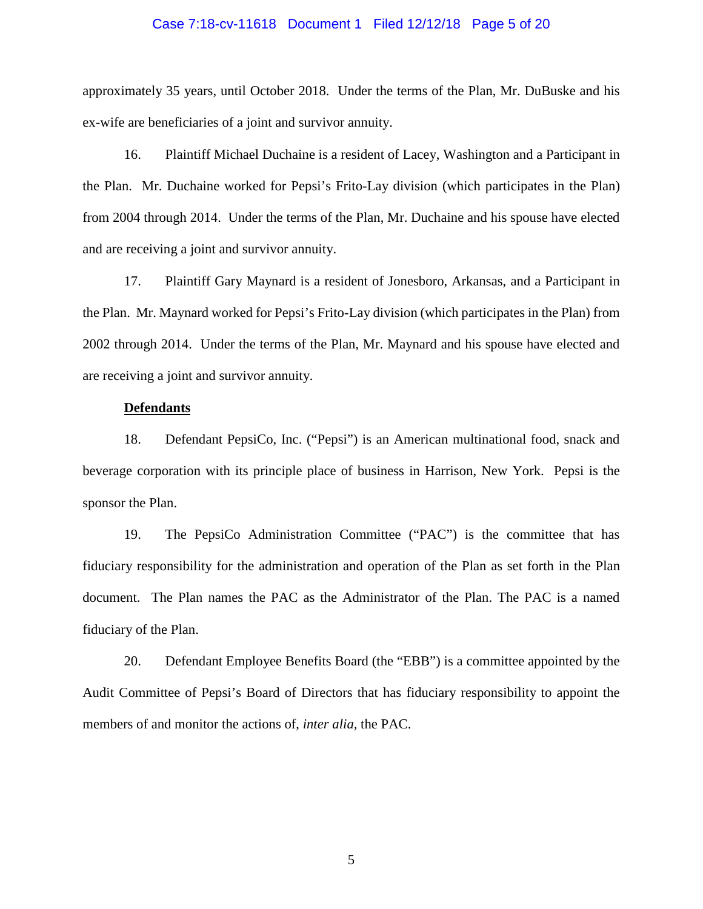approximately 35 years, until October 2018. Under the terms of the Plan, Mr. DuBuske and his ex-wife are beneficiaries of a joint and survivor annuity.

16. Plaintiff Michael Duchaine is a resident of Lacey, Washington and a Participant in the Plan. Mr. Duchaine worked for Pepsi's Frito-Lay division (which participates in the Plan) from 2004 through 2014. Under the terms of the Plan, Mr. Duchaine and his spouse have elected and are receiving a joint and survivor annuity.

17. Plaintiff Gary Maynard is a resident of Jonesboro, Arkansas, and a Participant in the Plan. Mr. Maynard worked for Pepsi's Frito-Lay division (which participates in the Plan) from 2002 through 2014. Under the terms of the Plan, Mr. Maynard and his spouse have elected and are receiving a joint and survivor annuity.

**Defendants**

18. Defendant PepsiCo, Inc. ("Pepsi") is an American multinational food, snack and beverage corporation with its principle place of business in Harrison, New York. Pepsi is the sponsor the Plan.

19. The PepsiCo Administration Committee ("PAC") is the committee that has fiduciary responsibility for the administration and operation of the Plan as set forth in the Plan document. The Plan names the PAC as the Administrator of the Plan. The PAC is a named fiduciary of the Plan.

20. Defendant Employee Benefits Board (the "EBB") is a committee appointed by the Audit Committee of Pepsi's Board of Directors that has fiduciary responsibility to appoint the members of and monitor the actions of, *inter alia*, the PAC.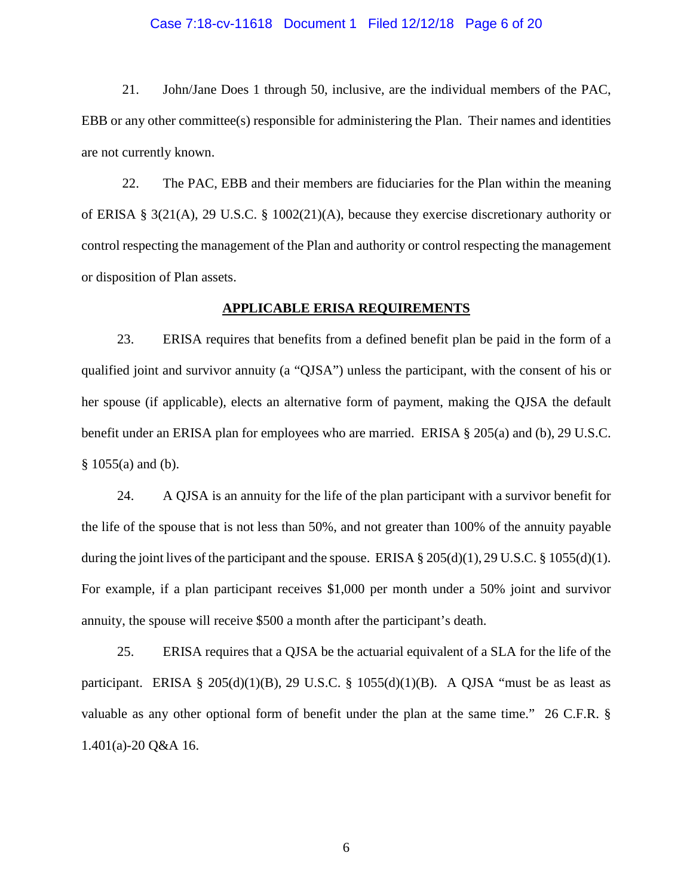21. John/Jane Does 1 through 50, inclusive, are the individual members of the PAC, EBB or any other committee(s) responsible for administering the Plan. Their names and identities are not currently known.

22. The PAC, EBB and their members are fiduciaries for the Plan within the meaning of ERISA § 3(21(A), 29 U.S.C. § 1002(21)(A), because they exercise discretionary authority or control respecting the management of the Plan and authority or control respecting the management or disposition of Plan assets.

## APPLICABLE ERISA REQUIREMENTS

23. ERISA requires that benefits from a defined benefit plan be paid in the form of a qualified joint and survivor annuity (a "QJSA") unless the participant, with the consent of his or her spouse (if applicable), elects an alternative form of payment, making the QJSA the default benefit under an ERISA plan for employees who are married. ERISA § 205(a) and (b), 29 U.S.C. § 1055(a) and (b).

24. A QJSA is an annuity for the life of the plan participant with a survivor benefit for the life of the spouse that is not less than 50%, and not greater than 100% of the annuity payable during the joint lives of the participant and the spouse. ERISA § 205(d)(1), 29 U.S.C. § 1055(d)(1). For example, if a plan participant receives $1,000 per month under a 50% joint and survivor annuity, the spouse will receive $500 a month after the participant's death.

25. ERISA requires that a QJSA be the actuarial equivalent of a SLA for the life of the participant. ERISA § 205(d)(1)(B), 29 U.S.C. § 1055(d)(1)(B). A QJSA "must be as least as valuable as any other optional form of benefit under the plan at the same time." 26 C.F.R. § 1.401(a)-20 Q&A 16.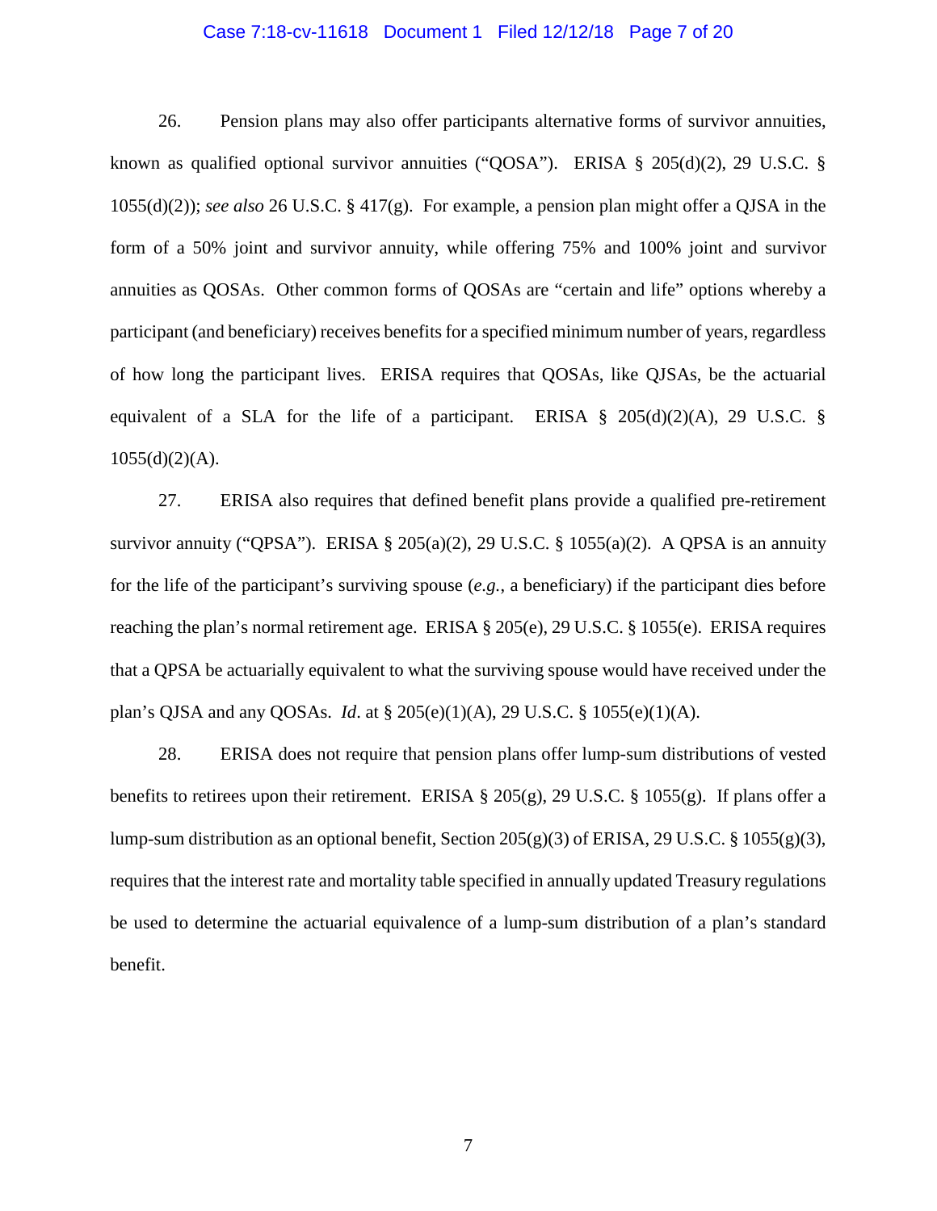26. Pension plans may also offer participants alternative forms of survivor annuities, known as qualified optional survivor annuities ("QOSA"). ERISA § 205(d)(2), 29 U.S.C. § 1055(d)(2)); *see also* 26 U.S.C. § 417(g). For example, a pension plan might offer a QJSA in the form of a 50% joint and survivor annuity, while offering 75% and 100% joint and survivor annuities as QOSAs. Other common forms of QOSAs are "certain and life" options whereby a participant (and beneficiary) receives benefits for a specified minimum number of years, regardless of how long the participant lives. ERISA requires that QOSAs, like QJSAs, be the actuarial equivalent of a SLA for the life of a participant. ERISA § 205(d)(2)(A), 29 U.S.C. § 1055(d)(2)(A).

27. ERISA also requires that defined benefit plans provide a qualified pre-retirement survivor annuity ("QPSA"). ERISA § 205(a)(2), 29 U.S.C. § 1055(a)(2). A QPSA is an annuity for the life of the participant's surviving spouse (*e.g.*, a beneficiary) if the participant dies before reaching the plan's normal retirement age. ERISA § 205(e), 29 U.S.C. § 1055(e). ERISA requires that a QPSA be actuarially equivalent to what the surviving spouse would have received under the plan's QJSA and any QOSAs. *Id*. at § 205(e)(1)(A), 29 U.S.C. § 1055(e)(1)(A).

28. ERISA does not require that pension plans offer lump-sum distributions of vested benefits to retirees upon their retirement. ERISA § 205(g), 29 U.S.C. § 1055(g). If plans offer a lump-sum distribution as an optional benefit, Section 205(g)(3) of ERISA, 29 U.S.C. § 1055(g)(3), requires that the interest rate and mortality table specified in annually updated Treasury regulations be used to determine the actuarial equivalence of a lump-sum distribution of a plan's standard benefit.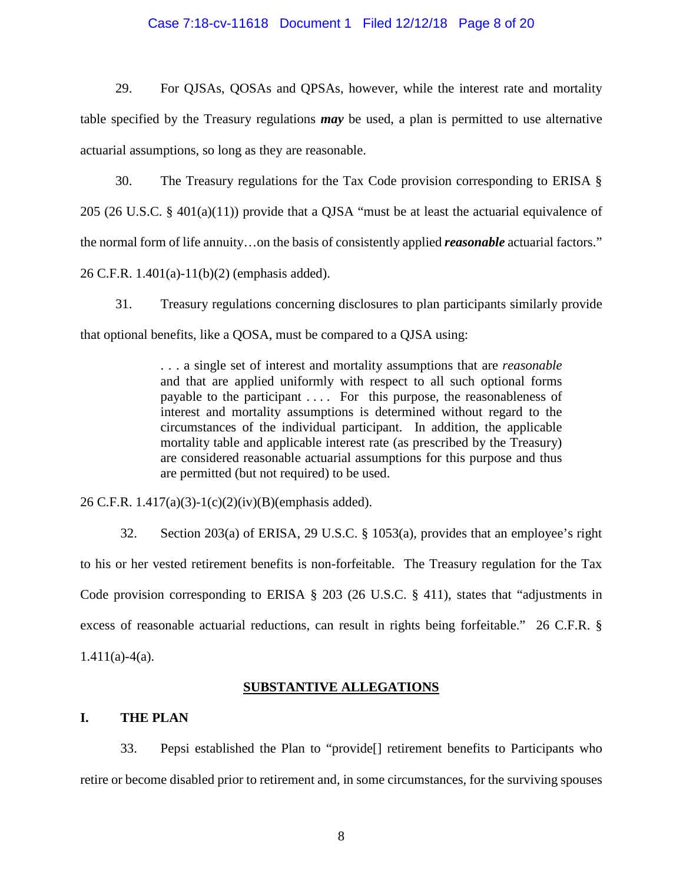29. For QJSAs, QOSAs and QPSAs, however, while the interest rate and mortality table specified by the Treasury regulations ***may*** be used, a plan is permitted to use alternative actuarial assumptions, so long as they are reasonable.

30. The Treasury regulations for the Tax Code provision corresponding to ERISA § 205 (26 U.S.C. § 401(a)(11)) provide that a QJSA "must be at least the actuarial equivalence of the normal form of life annuity…on the basis of consistently applied ***reasonable*** actuarial factors." 26 C.F.R. 1.401(a)-11(b)(2) (emphasis added).

31. Treasury regulations concerning disclosures to plan participants similarly provide that optional benefits, like a QOSA, must be compared to a QJSA using:

> . . . a single set of interest and mortality assumptions that are *reasonable* and that are applied uniformly with respect to all such optional forms payable to the participant . . . . For this purpose, the reasonableness of interest and mortality assumptions is determined without regard to the circumstances of the individual participant. In addition, the applicable mortality table and applicable interest rate (as prescribed by the Treasury) are considered reasonable actuarial assumptions for this purpose and thus are permitted (but not required) to be used.

26 C.F.R. 1.417(a)(3)-1(c)(2)(iv)(B)(emphasis added).

32. Section 203(a) of ERISA, 29 U.S.C. § 1053(a), provides that an employee's right to his or her vested retirement benefits is non-forfeitable. The Treasury regulation for the Tax Code provision corresponding to ERISA § 203 (26 U.S.C. § 411), states that "adjustments in excess of reasonable actuarial reductions, can result in rights being forfeitable." 26 C.F.R. § 1.411(a)-4(a).

## SUBSTANTIVE ALLEGATIONS

### I. THE PLAN

33. Pepsi established the Plan to "provide[] retirement benefits to Participants who retire or become disabled prior to retirement and, in some circumstances, for the surviving spouses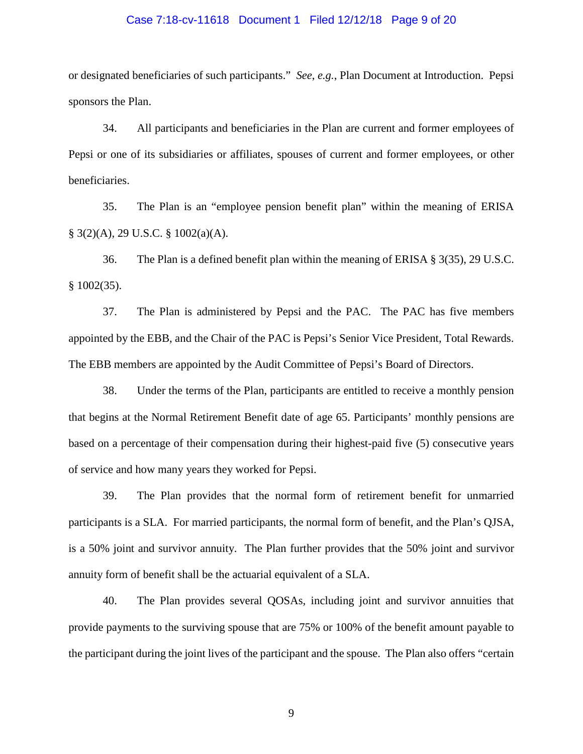or designated beneficiaries of such participants." *See*, *e.g.*, Plan Document at Introduction. Pepsi sponsors the Plan.

34. All participants and beneficiaries in the Plan are current and former employees of Pepsi or one of its subsidiaries or affiliates, spouses of current and former employees, or other beneficiaries.

35. The Plan is an "employee pension benefit plan" within the meaning of ERISA § 3(2)(A), 29 U.S.C. § 1002(a)(A).

36. The Plan is a defined benefit plan within the meaning of ERISA § 3(35), 29 U.S.C. § 1002(35).

37. The Plan is administered by Pepsi and the PAC. The PAC has five members appointed by the EBB, and the Chair of the PAC is Pepsi's Senior Vice President, Total Rewards. The EBB members are appointed by the Audit Committee of Pepsi's Board of Directors.

38. Under the terms of the Plan, participants are entitled to receive a monthly pension that begins at the Normal Retirement Benefit date of age 65. Participants' monthly pensions are based on a percentage of their compensation during their highest-paid five (5) consecutive years of service and how many years they worked for Pepsi.

39. The Plan provides that the normal form of retirement benefit for unmarried participants is a SLA. For married participants, the normal form of benefit, and the Plan's QJSA, is a 50% joint and survivor annuity. The Plan further provides that the 50% joint and survivor annuity form of benefit shall be the actuarial equivalent of a SLA.

40. The Plan provides several QOSAs, including joint and survivor annuities that provide payments to the surviving spouse that are 75% or 100% of the benefit amount payable to the participant during the joint lives of the participant and the spouse. The Plan also offers "certain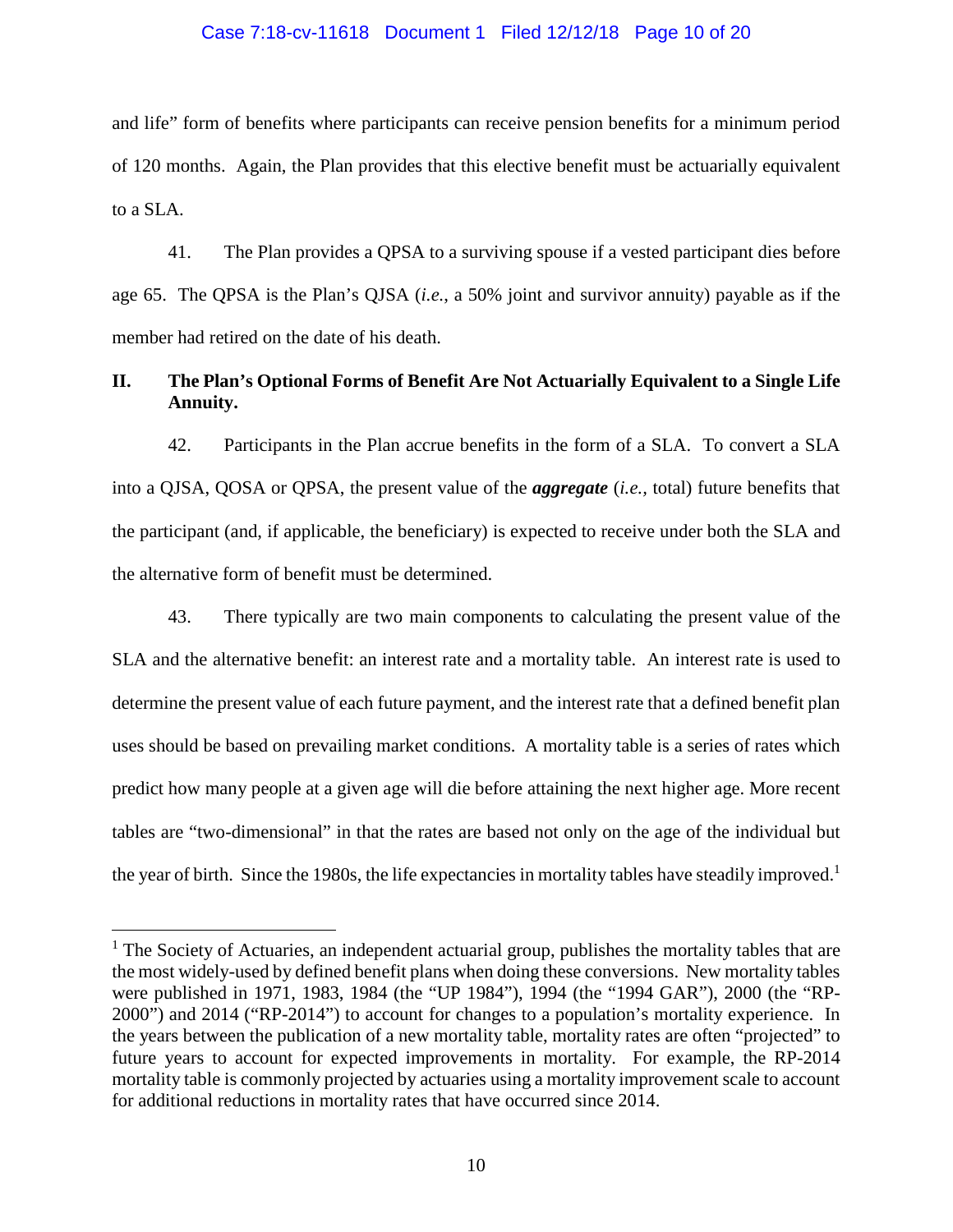and life" form of benefits where participants can receive pension benefits for a minimum period of 120 months. Again, the Plan provides that this elective benefit must be actuarially equivalent to a SLA.

41. The Plan provides a QPSA to a surviving spouse if a vested participant dies before age 65. The QPSA is the Plan's QJSA (*i.e.*, a 50% joint and survivor annuity) payable as if the member had retired on the date of his death.

## II. The Plan's Optional Forms of Benefit Are Not Actuarially Equivalent to a Single Life Annuity.

42. Participants in the Plan accrue benefits in the form of a SLA. To convert a SLA into a QJSA, QOSA or QPSA, the present value of the ***aggregate*** (*i.e.*, total) future benefits that the participant (and, if applicable, the beneficiary) is expected to receive under both the SLA and the alternative form of benefit must be determined.

43. There typically are two main components to calculating the present value of the SLA and the alternative benefit: an interest rate and a mortality table. An interest rate is used to determine the present value of each future payment, and the interest rate that a defined benefit plan uses should be based on prevailing market conditions. A mortality table is a series of rates which predict how many people at a given age will die before attaining the next higher age. More recent tables are "two-dimensional" in that the rates are based not only on the age of the individual but the year of birth. Since the 1980s, the life expectancies in mortality tables have steadily improved.[1]

---

[1] The Society of Actuaries, an independent actuarial group, publishes the mortality tables that are the most widely-used by defined benefit plans when doing these conversions. New mortality tables were published in 1971, 1983, 1984 (the "UP 1984"), 1994 (the "1994 GAR"), 2000 (the "RP-2000") and 2014 ("RP-2014") to account for changes to a population's mortality experience. In the years between the publication of a new mortality table, mortality rates are often "projected" to future years to account for expected improvements in mortality. For example, the RP-2014 mortality table is commonly projected by actuaries using a mortality improvement scale to account for additional reductions in mortality rates that have occurred since 2014.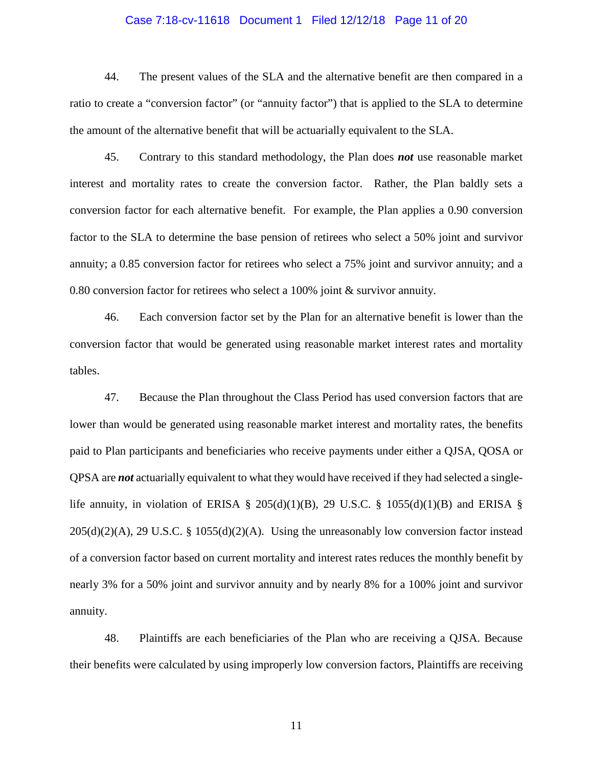44. The present values of the SLA and the alternative benefit are then compared in a ratio to create a "conversion factor" (or "annuity factor") that is applied to the SLA to determine the amount of the alternative benefit that will be actuarially equivalent to the SLA.

45. Contrary to this standard methodology, the Plan does ***not*** use reasonable market interest and mortality rates to create the conversion factor. Rather, the Plan baldly sets a conversion factor for each alternative benefit. For example, the Plan applies a 0.90 conversion factor to the SLA to determine the base pension of retirees who select a 50% joint and survivor annuity; a 0.85 conversion factor for retirees who select a 75% joint and survivor annuity; and a 0.80 conversion factor for retirees who select a 100% joint & survivor annuity.

46. Each conversion factor set by the Plan for an alternative benefit is lower than the conversion factor that would be generated using reasonable market interest rates and mortality tables.

47. Because the Plan throughout the Class Period has used conversion factors that are lower than would be generated using reasonable market interest and mortality rates, the benefits paid to Plan participants and beneficiaries who receive payments under either a QJSA, QOSA or QPSA are ***not*** actuarially equivalent to what they would have received if they had selected a single-life annuity, in violation of ERISA § 205(d)(1)(B), 29 U.S.C. § 1055(d)(1)(B) and ERISA § 205(d)(2)(A), 29 U.S.C. § 1055(d)(2)(A). Using the unreasonably low conversion factor instead of a conversion factor based on current mortality and interest rates reduces the monthly benefit by nearly 3% for a 50% joint and survivor annuity and by nearly 8% for a 100% joint and survivor annuity.

48. Plaintiffs are each beneficiaries of the Plan who are receiving a QJSA. Because their benefits were calculated by using improperly low conversion factors, Plaintiffs are receiving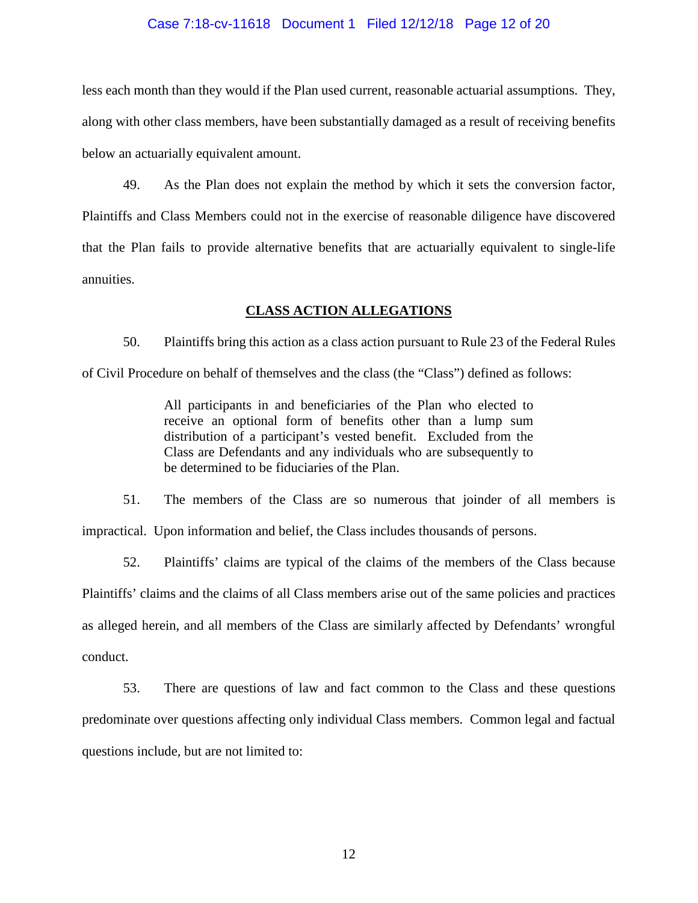less each month than they would if the Plan used current, reasonable actuarial assumptions. They, along with other class members, have been substantially damaged as a result of receiving benefits below an actuarially equivalent amount.

49. As the Plan does not explain the method by which it sets the conversion factor, Plaintiffs and Class Members could not in the exercise of reasonable diligence have discovered that the Plan fails to provide alternative benefits that are actuarially equivalent to single-life annuities.

## CLASS ACTION ALLEGATIONS

50. Plaintiffs bring this action as a class action pursuant to Rule 23 of the Federal Rules of Civil Procedure on behalf of themselves and the class (the "Class") defined as follows:

> All participants in and beneficiaries of the Plan who elected to receive an optional form of benefits other than a lump sum distribution of a participant's vested benefit. Excluded from the Class are Defendants and any individuals who are subsequently to be determined to be fiduciaries of the Plan.

51. The members of the Class are so numerous that joinder of all members is impractical. Upon information and belief, the Class includes thousands of persons.

52. Plaintiffs' claims are typical of the claims of the members of the Class because Plaintiffs' claims and the claims of all Class members arise out of the same policies and practices as alleged herein, and all members of the Class are similarly affected by Defendants' wrongful conduct.

53. There are questions of law and fact common to the Class and these questions predominate over questions affecting only individual Class members. Common legal and factual questions include, but are not limited to: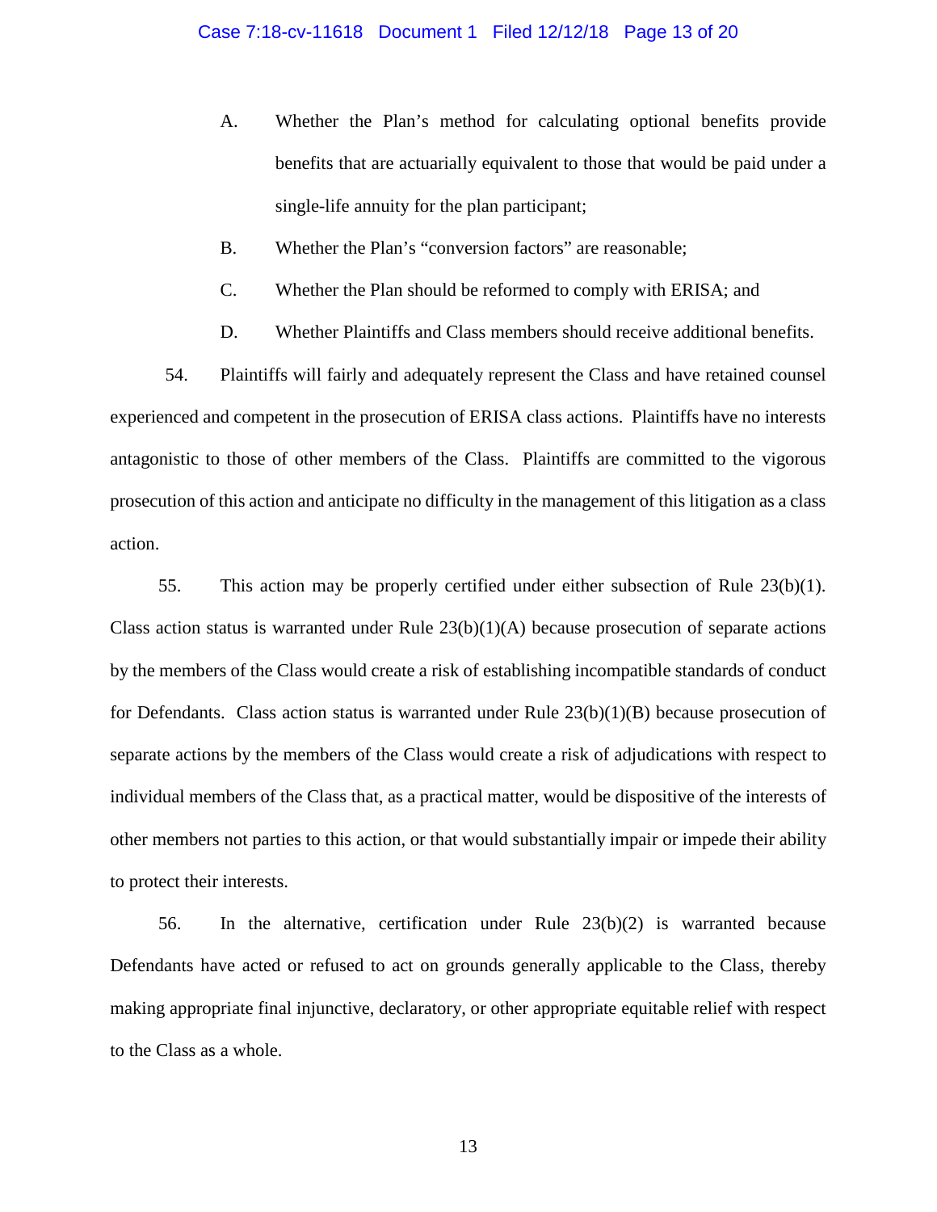A. Whether the Plan's method for calculating optional benefits provide benefits that are actuarially equivalent to those that would be paid under a single-life annuity for the plan participant;

B. Whether the Plan's "conversion factors" are reasonable;

C. Whether the Plan should be reformed to comply with ERISA; and

D. Whether Plaintiffs and Class members should receive additional benefits.

54. Plaintiffs will fairly and adequately represent the Class and have retained counsel experienced and competent in the prosecution of ERISA class actions. Plaintiffs have no interests antagonistic to those of other members of the Class. Plaintiffs are committed to the vigorous prosecution of this action and anticipate no difficulty in the management of this litigation as a class action.

55. This action may be properly certified under either subsection of Rule 23(b)(1). Class action status is warranted under Rule 23(b)(1)(A) because prosecution of separate actions by the members of the Class would create a risk of establishing incompatible standards of conduct for Defendants. Class action status is warranted under Rule 23(b)(1)(B) because prosecution of separate actions by the members of the Class would create a risk of adjudications with respect to individual members of the Class that, as a practical matter, would be dispositive of the interests of other members not parties to this action, or that would substantially impair or impede their ability to protect their interests.

56. In the alternative, certification under Rule 23(b)(2) is warranted because Defendants have acted or refused to act on grounds generally applicable to the Class, thereby making appropriate final injunctive, declaratory, or other appropriate equitable relief with respect to the Class as a whole.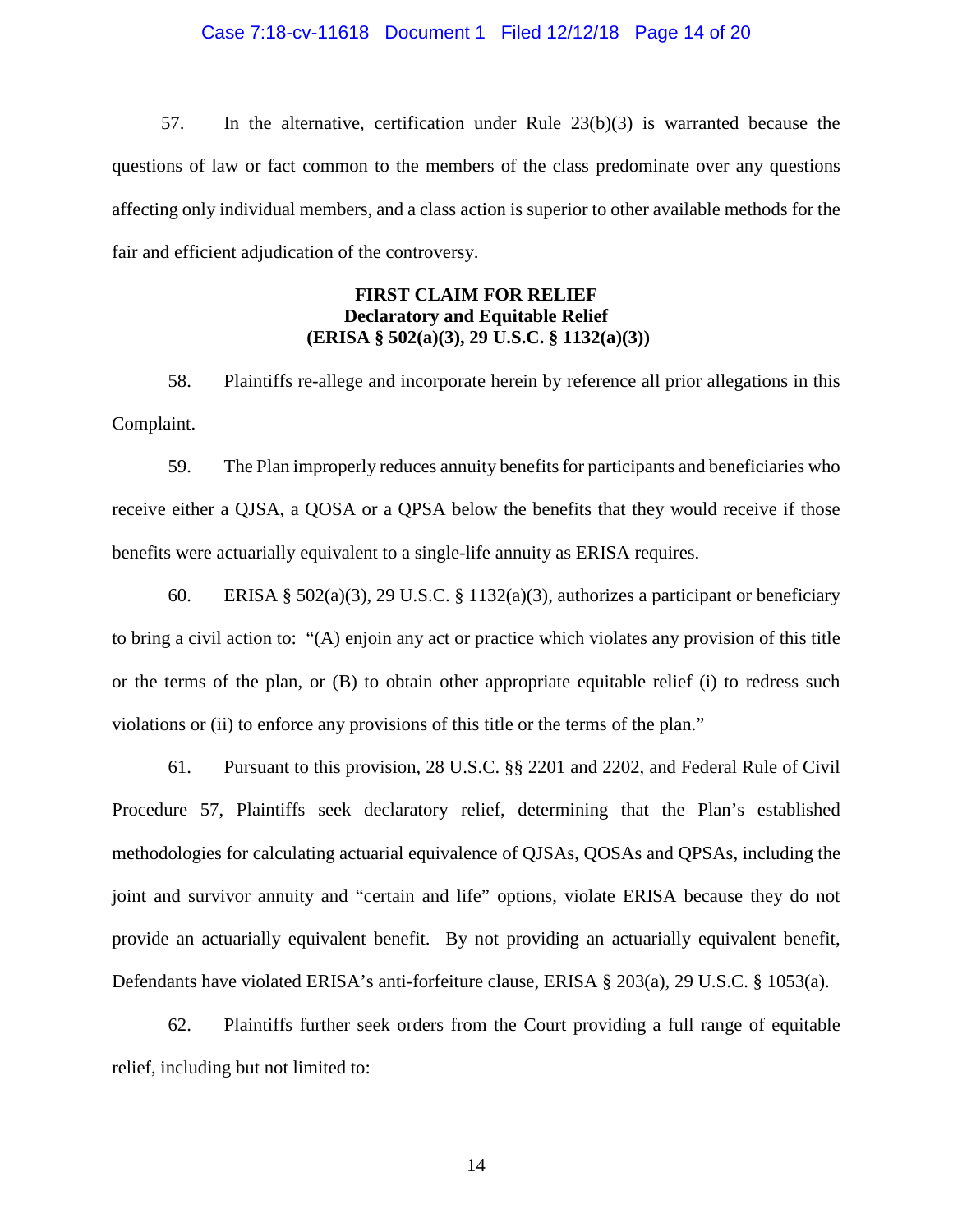57. In the alternative, certification under Rule 23(b)(3) is warranted because the questions of law or fact common to the members of the class predominate over any questions affecting only individual members, and a class action is superior to other available methods for the fair and efficient adjudication of the controversy.

**FIRST CLAIM FOR RELIEF**
**Declaratory and Equitable Relief**
**(ERISA § 502(a)(3), 29 U.S.C. § 1132(a)(3))**

58. Plaintiffs re-allege and incorporate herein by reference all prior allegations in this Complaint.

59. The Plan improperly reduces annuity benefits for participants and beneficiaries who receive either a QJSA, a QOSA or a QPSA below the benefits that they would receive if those benefits were actuarially equivalent to a single-life annuity as ERISA requires.

60. ERISA § 502(a)(3), 29 U.S.C. § 1132(a)(3), authorizes a participant or beneficiary to bring a civil action to: "(A) enjoin any act or practice which violates any provision of this title or the terms of the plan, or (B) to obtain other appropriate equitable relief (i) to redress such violations or (ii) to enforce any provisions of this title or the terms of the plan."

61. Pursuant to this provision, 28 U.S.C. §§ 2201 and 2202, and Federal Rule of Civil Procedure 57, Plaintiffs seek declaratory relief, determining that the Plan's established methodologies for calculating actuarial equivalence of QJSAs, QOSAs and QPSAs, including the joint and survivor annuity and "certain and life" options, violate ERISA because they do not provide an actuarially equivalent benefit. By not providing an actuarially equivalent benefit, Defendants have violated ERISA's anti-forfeiture clause, ERISA § 203(a), 29 U.S.C. § 1053(a).

62. Plaintiffs further seek orders from the Court providing a full range of equitable relief, including but not limited to: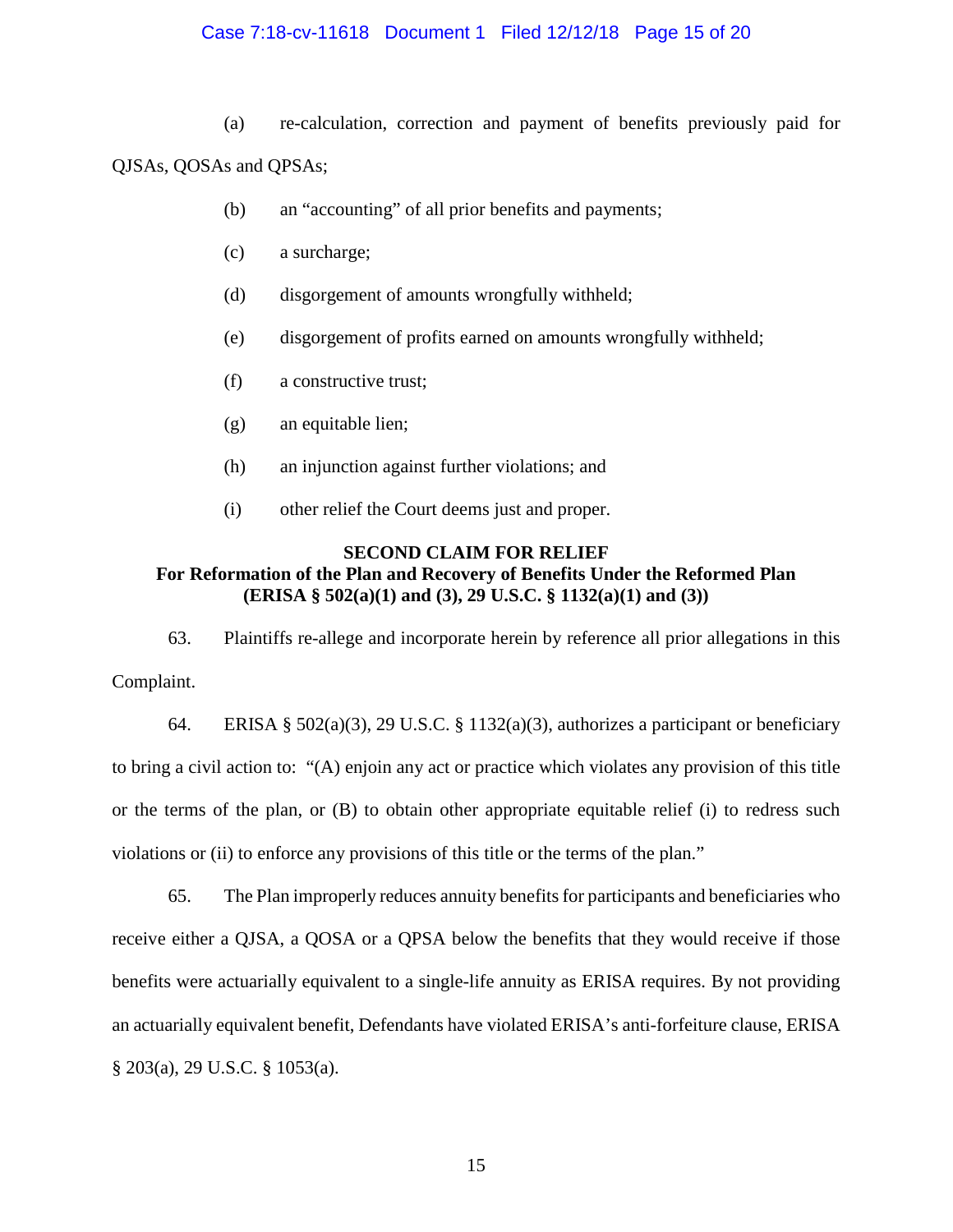(a) re-calculation, correction and payment of benefits previously paid for QJSAs, QOSAs and QPSAs;

(b) an "accounting" of all prior benefits and payments;

(c) a surcharge;

(d) disgorgement of amounts wrongfully withheld;

(e) disgorgement of profits earned on amounts wrongfully withheld;

(f) a constructive trust;

(g) an equitable lien;

(h) an injunction against further violations; and

(i) other relief the Court deems just and proper.

**SECOND CLAIM FOR RELIEF**
**For Reformation of the Plan and Recovery of Benefits Under the Reformed Plan**
**(ERISA § 502(a)(1) and (3), 29 U.S.C. § 1132(a)(1) and (3))**

63. Plaintiffs re-allege and incorporate herein by reference all prior allegations in this Complaint.

64. ERISA § 502(a)(3), 29 U.S.C. § 1132(a)(3), authorizes a participant or beneficiary to bring a civil action to: "(A) enjoin any act or practice which violates any provision of this title or the terms of the plan, or (B) to obtain other appropriate equitable relief (i) to redress such violations or (ii) to enforce any provisions of this title or the terms of the plan."

65. The Plan improperly reduces annuity benefits for participants and beneficiaries who receive either a QJSA, a QOSA or a QPSA below the benefits that they would receive if those benefits were actuarially equivalent to a single-life annuity as ERISA requires. By not providing an actuarially equivalent benefit, Defendants have violated ERISA's anti-forfeiture clause, ERISA § 203(a), 29 U.S.C. § 1053(a).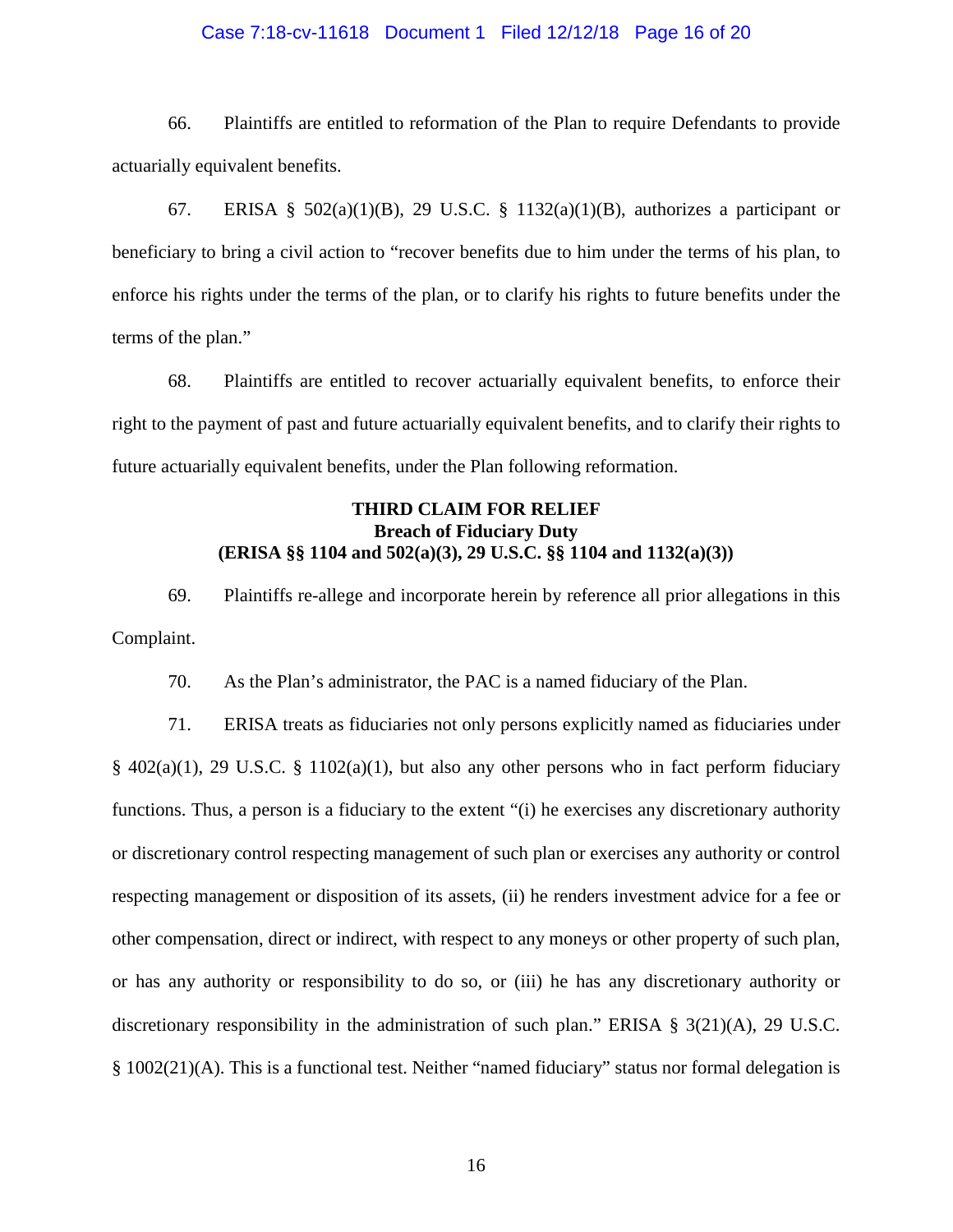66. Plaintiffs are entitled to reformation of the Plan to require Defendants to provide actuarially equivalent benefits.

67. ERISA § 502(a)(1)(B), 29 U.S.C. § 1132(a)(1)(B), authorizes a participant or beneficiary to bring a civil action to "recover benefits due to him under the terms of his plan, to enforce his rights under the terms of the plan, or to clarify his rights to future benefits under the terms of the plan."

68. Plaintiffs are entitled to recover actuarially equivalent benefits, to enforce their right to the payment of past and future actuarially equivalent benefits, and to clarify their rights to future actuarially equivalent benefits, under the Plan following reformation.

**THIRD CLAIM FOR RELIEF**
**Breach of Fiduciary Duty**
**(ERISA §§ 1104 and 502(a)(3), 29 U.S.C. §§ 1104 and 1132(a)(3))**

69. Plaintiffs re-allege and incorporate herein by reference all prior allegations in this Complaint.

70. As the Plan's administrator, the PAC is a named fiduciary of the Plan.

71. ERISA treats as fiduciaries not only persons explicitly named as fiduciaries under § 402(a)(1), 29 U.S.C. § 1102(a)(1), but also any other persons who in fact perform fiduciary functions. Thus, a person is a fiduciary to the extent "(i) he exercises any discretionary authority or discretionary control respecting management of such plan or exercises any authority or control respecting management or disposition of its assets, (ii) he renders investment advice for a fee or other compensation, direct or indirect, with respect to any moneys or other property of such plan, or has any authority or responsibility to do so, or (iii) he has any discretionary authority or discretionary responsibility in the administration of such plan." ERISA § 3(21)(A), 29 U.S.C. § 1002(21)(A). This is a functional test. Neither "named fiduciary" status nor formal delegation is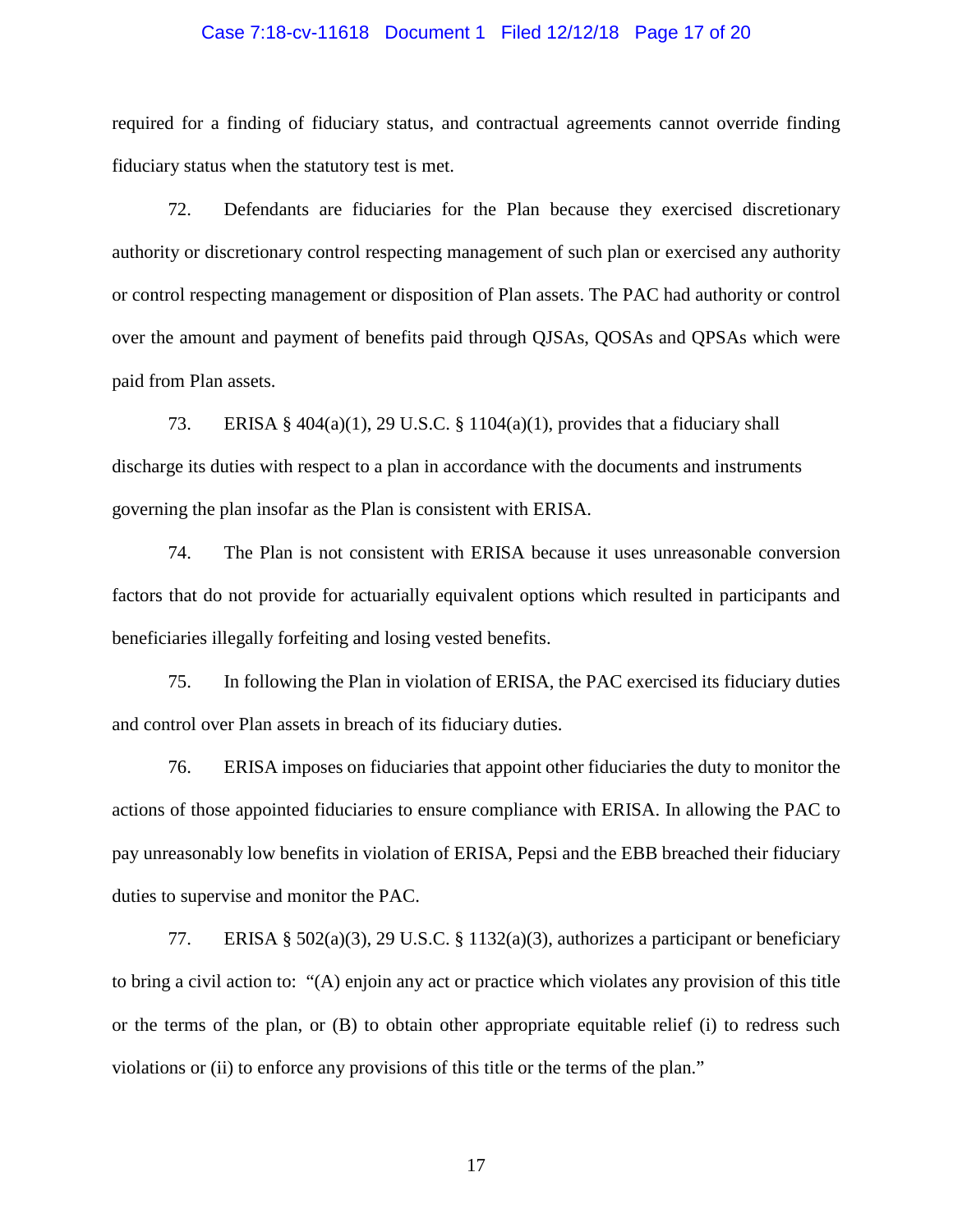required for a finding of fiduciary status, and contractual agreements cannot override finding fiduciary status when the statutory test is met.

72. Defendants are fiduciaries for the Plan because they exercised discretionary authority or discretionary control respecting management of such plan or exercised any authority or control respecting management or disposition of Plan assets. The PAC had authority or control over the amount and payment of benefits paid through QJSAs, QOSAs and QPSAs which were paid from Plan assets.

73. ERISA § 404(a)(1), 29 U.S.C. § 1104(a)(1), provides that a fiduciary shall discharge its duties with respect to a plan in accordance with the documents and instruments governing the plan insofar as the Plan is consistent with ERISA.

74. The Plan is not consistent with ERISA because it uses unreasonable conversion factors that do not provide for actuarially equivalent options which resulted in participants and beneficiaries illegally forfeiting and losing vested benefits.

75. In following the Plan in violation of ERISA, the PAC exercised its fiduciary duties and control over Plan assets in breach of its fiduciary duties.

76. ERISA imposes on fiduciaries that appoint other fiduciaries the duty to monitor the actions of those appointed fiduciaries to ensure compliance with ERISA. In allowing the PAC to pay unreasonably low benefits in violation of ERISA, Pepsi and the EBB breached their fiduciary duties to supervise and monitor the PAC.

77. ERISA § 502(a)(3), 29 U.S.C. § 1132(a)(3), authorizes a participant or beneficiary to bring a civil action to: "(A) enjoin any act or practice which violates any provision of this title or the terms of the plan, or (B) to obtain other appropriate equitable relief (i) to redress such violations or (ii) to enforce any provisions of this title or the terms of the plan."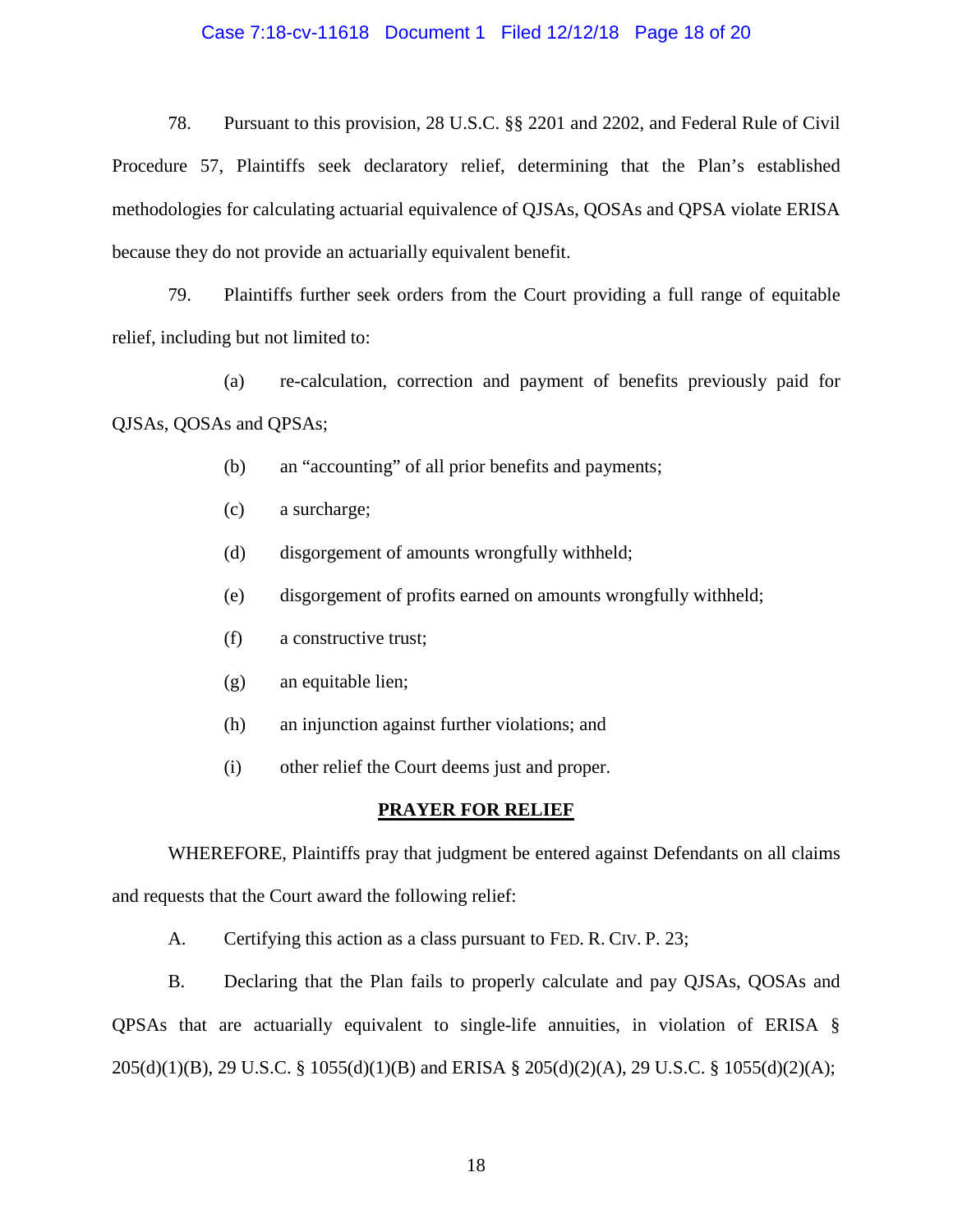78. Pursuant to this provision, 28 U.S.C. §§ 2201 and 2202, and Federal Rule of Civil Procedure 57, Plaintiffs seek declaratory relief, determining that the Plan's established methodologies for calculating actuarial equivalence of QJSAs, QOSAs and QPSA violate ERISA because they do not provide an actuarially equivalent benefit.

79. Plaintiffs further seek orders from the Court providing a full range of equitable relief, including but not limited to:

(a) re-calculation, correction and payment of benefits previously paid for QJSAs, QOSAs and QPSAs;

(b) an "accounting" of all prior benefits and payments;

(c) a surcharge;

(d) disgorgement of amounts wrongfully withheld;

(e) disgorgement of profits earned on amounts wrongfully withheld;

(f) a constructive trust;

(g) an equitable lien;

(h) an injunction against further violations; and

(i) other relief the Court deems just and proper.

## **PRAYER FOR RELIEF**

WHEREFORE, Plaintiffs pray that judgment be entered against Defendants on all claims and requests that the Court award the following relief:

A. Certifying this action as a class pursuant to FED. R. CIV. P. 23;

B. Declaring that the Plan fails to properly calculate and pay QJSAs, QOSAs and QPSAs that are actuarially equivalent to single-life annuities, in violation of ERISA § 205(d)(1)(B), 29 U.S.C. § 1055(d)(1)(B) and ERISA § 205(d)(2)(A), 29 U.S.C. § 1055(d)(2)(A);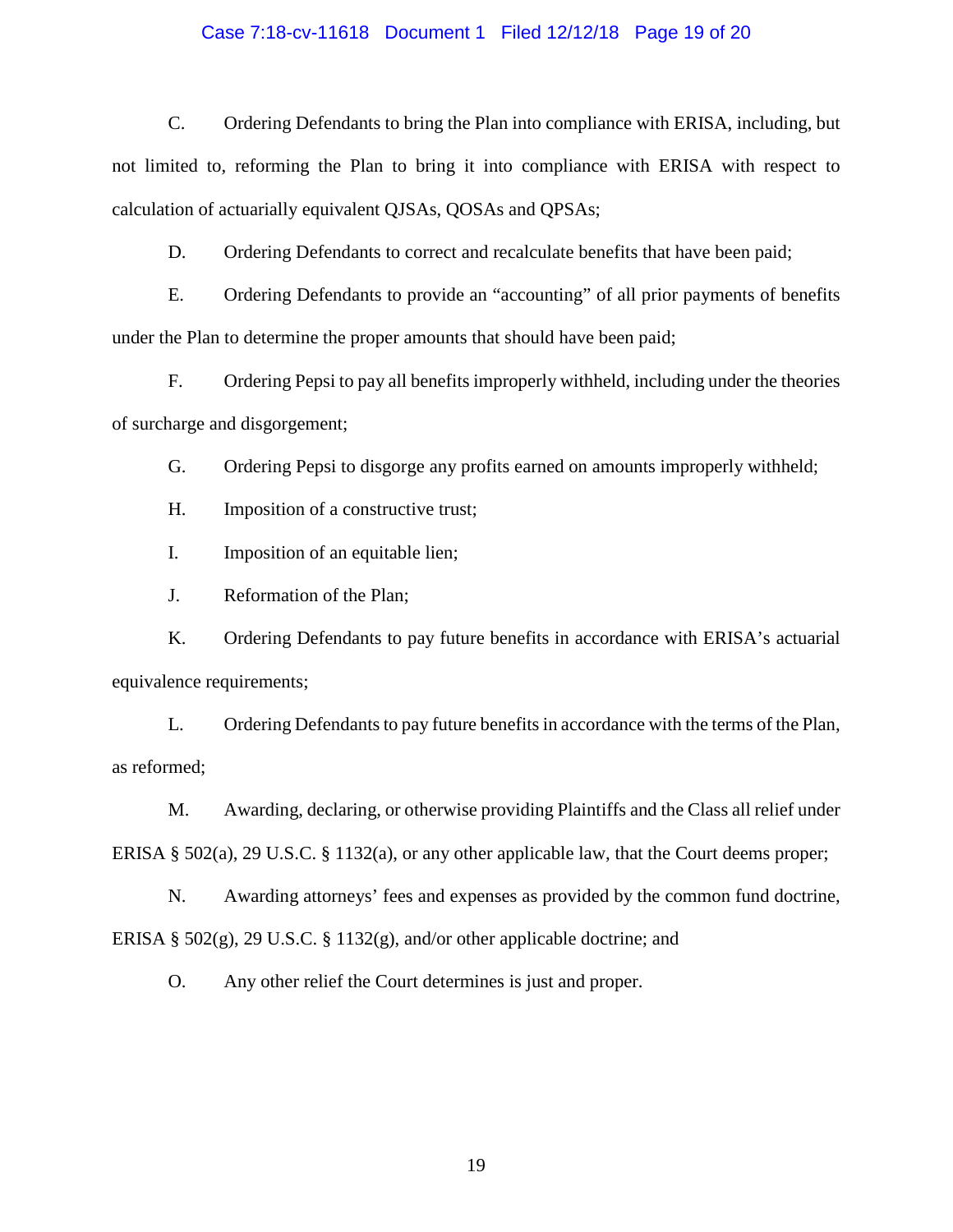C. Ordering Defendants to bring the Plan into compliance with ERISA, including, but not limited to, reforming the Plan to bring it into compliance with ERISA with respect to calculation of actuarially equivalent QJSAs, QOSAs and QPSAs;

D. Ordering Defendants to correct and recalculate benefits that have been paid;

E. Ordering Defendants to provide an "accounting" of all prior payments of benefits under the Plan to determine the proper amounts that should have been paid;

F. Ordering Pepsi to pay all benefits improperly withheld, including under the theories of surcharge and disgorgement;

G. Ordering Pepsi to disgorge any profits earned on amounts improperly withheld;

H. Imposition of a constructive trust;

I. Imposition of an equitable lien;

J. Reformation of the Plan;

K. Ordering Defendants to pay future benefits in accordance with ERISA's actuarial equivalence requirements;

L. Ordering Defendants to pay future benefits in accordance with the terms of the Plan, as reformed;

M. Awarding, declaring, or otherwise providing Plaintiffs and the Class all relief under ERISA § 502(a), 29 U.S.C. § 1132(a), or any other applicable law, that the Court deems proper;

N. Awarding attorneys' fees and expenses as provided by the common fund doctrine, ERISA § 502(g), 29 U.S.C. § 1132(g), and/or other applicable doctrine; and

O. Any other relief the Court determines is just and proper.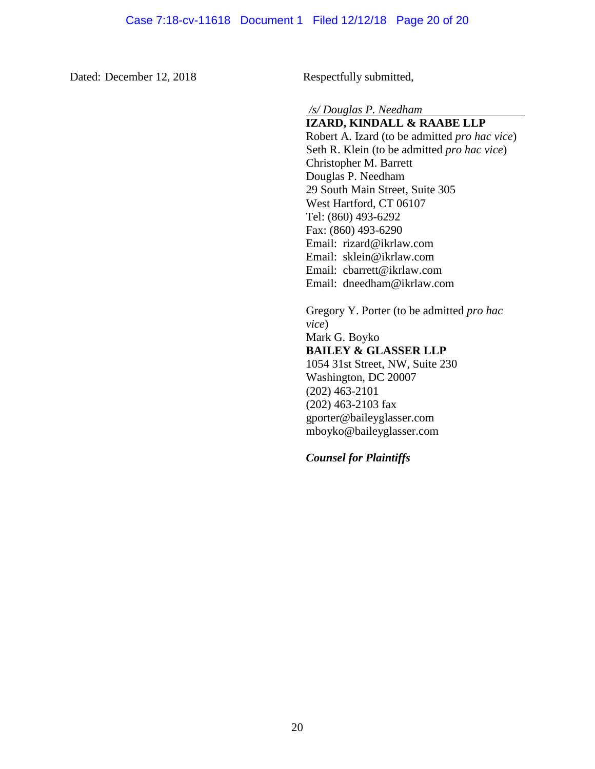Dated: December 12, 2018

Respectfully submitted,

*/s/ Douglas P. Needham*

**IZARD, KINDALL & RAABE LLP**
Robert A. Izard (to be admitted *pro hac vice*)
Seth R. Klein (to be admitted *pro hac vice*)
Christopher M. Barrett
Douglas P. Needham
29 South Main Street, Suite 305
West Hartford, CT 06107
Tel: (860) 493-6292
Fax: (860) 493-6290
Email: rizard@ikrlaw.com
Email: sklein@ikrlaw.com
Email: cbarrett@ikrlaw.com
Email: dneedham@ikrlaw.com

Gregory Y. Porter (to be admitted *pro hac vice*)
Mark G. Boyko
**BAILEY & GLASSER LLP**
1054 31st Street, NW, Suite 230
Washington, DC 20007
(202) 463-2101
(202) 463-2103 fax
gporter@baileyglasser.com
mboyko@baileyglasser.com

***Counsel for Plaintiffs***